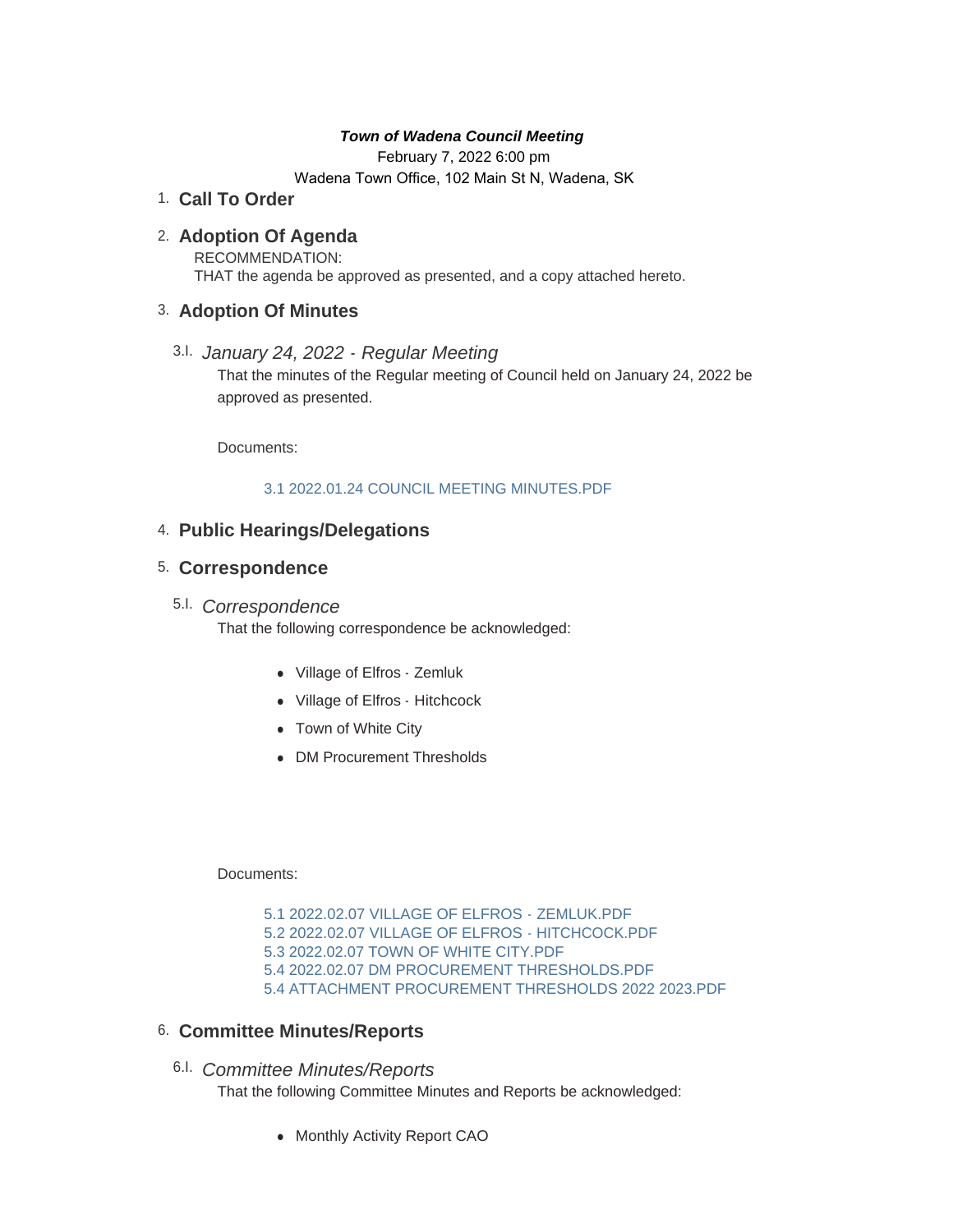***Town of Wadena Council Meeting***

February 7, 2022 6:00 pm

Wadena Town Office, 102 Main St N, Wadena, SK

## 1. Call To Order

## 2. Adoption Of Agenda

RECOMMENDATION:
THAT the agenda be approved as presented, and a copy attached hereto.

## 3. Adoption Of Minutes

### 3.I. *January 24, 2022 - Regular Meeting*

That the minutes of the Regular meeting of Council held on January 24, 2022 be approved as presented.

Documents:

3.1 2022.01.24 COUNCIL MEETING MINUTES.PDF

## 4. Public Hearings/Delegations

## 5. Correspondence

### 5.I. *Correspondence*

That the following correspondence be acknowledged:

- Village of Elfros - Zemluk
- Village of Elfros - Hitchcock
- Town of White City
- DM Procurement Thresholds

Documents:

5.1 2022.02.07 VILLAGE OF ELFROS - ZEMLUK.PDF
5.2 2022.02.07 VILLAGE OF ELFROS - HITCHCOCK.PDF
5.3 2022.02.07 TOWN OF WHITE CITY.PDF
5.4 2022.02.07 DM PROCUREMENT THRESHOLDS.PDF
5.4 ATTACHMENT PROCUREMENT THRESHOLDS 2022 2023.PDF

## 6. Committee Minutes/Reports

### 6.I. *Committee Minutes/Reports*

That the following Committee Minutes and Reports be acknowledged:

- Monthly Activity Report CAO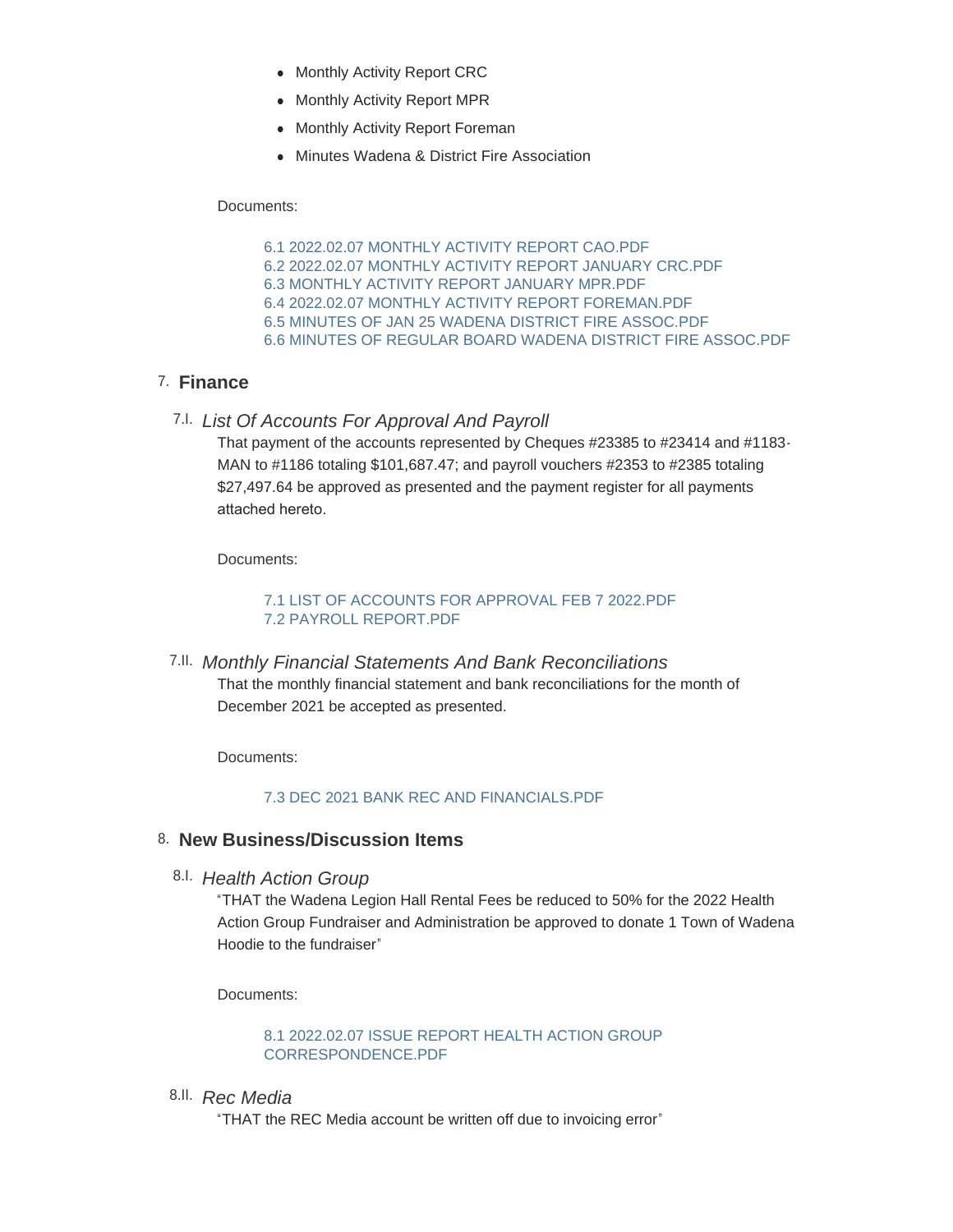- Monthly Activity Report CRC
- Monthly Activity Report MPR
- Monthly Activity Report Foreman
- Minutes Wadena & District Fire Association

Documents:

6.1 2022.02.07 MONTHLY ACTIVITY REPORT CAO.PDF
6.2 2022.02.07 MONTHLY ACTIVITY REPORT JANUARY CRC.PDF
6.3 MONTHLY ACTIVITY REPORT JANUARY MPR.PDF
6.4 2022.02.07 MONTHLY ACTIVITY REPORT FOREMAN.PDF
6.5 MINUTES OF JAN 25 WADENA DISTRICT FIRE ASSOC.PDF
6.6 MINUTES OF REGULAR BOARD WADENA DISTRICT FIRE ASSOC.PDF

## 7. Finance

### 7.I. *List Of Accounts For Approval And Payroll*

That payment of the accounts represented by Cheques #23385 to #23414 and #1183-MAN to #1186 totaling $101,687.47; and payroll vouchers #2353 to #2385 totaling $27,497.64 be approved as presented and the payment register for all payments attached hereto.

Documents:

7.1 LIST OF ACCOUNTS FOR APPROVAL FEB 7 2022.PDF
7.2 PAYROLL REPORT.PDF

### 7.II. *Monthly Financial Statements And Bank Reconciliations*

That the monthly financial statement and bank reconciliations for the month of December 2021 be accepted as presented.

Documents:

7.3 DEC 2021 BANK REC AND FINANCIALS.PDF

## 8. New Business/Discussion Items

### 8.I. *Health Action Group*

"THAT the Wadena Legion Hall Rental Fees be reduced to 50% for the 2022 Health Action Group Fundraiser and Administration be approved to donate 1 Town of Wadena Hoodie to the fundraiser"

Documents:

8.1 2022.02.07 ISSUE REPORT HEALTH ACTION GROUP CORRESPONDENCE.PDF

### 8.II. *Rec Media*

"THAT the REC Media account be written off due to invoicing error"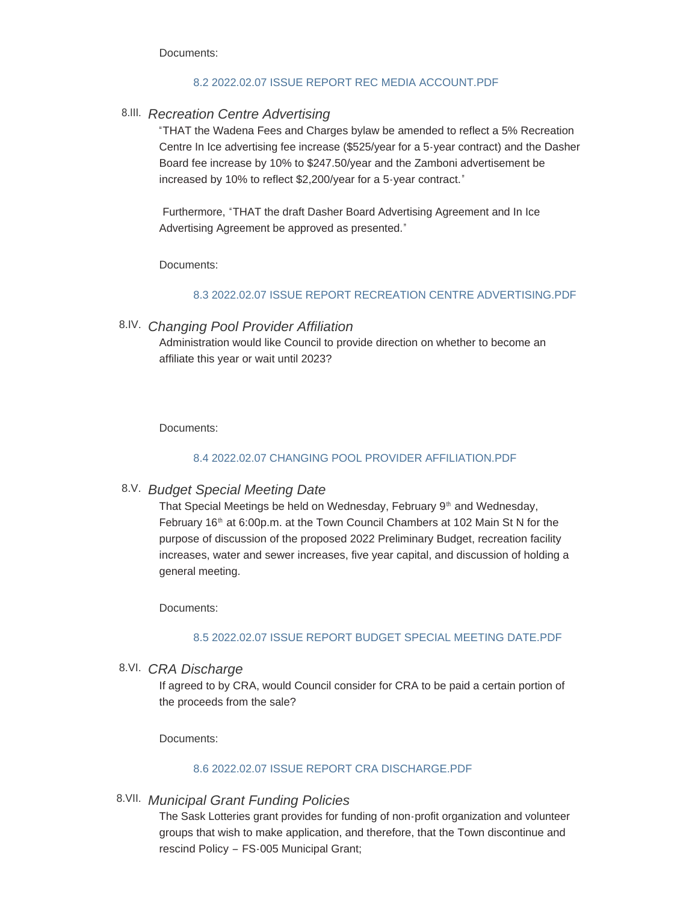Documents:

8.2 2022.02.07 ISSUE REPORT REC MEDIA ACCOUNT.PDF

### 8.III. *Recreation Centre Advertising*

"THAT the Wadena Fees and Charges bylaw be amended to reflect a 5% Recreation Centre In Ice advertising fee increase ($525/year for a 5-year contract) and the Dasher Board fee increase by 10% to $247.50/year and the Zamboni advertisement be increased by 10% to reflect $2,200/year for a 5-year contract."

Furthermore, "THAT the draft Dasher Board Advertising Agreement and In Ice Advertising Agreement be approved as presented."

Documents:

8.3 2022.02.07 ISSUE REPORT RECREATION CENTRE ADVERTISING.PDF

### 8.IV. *Changing Pool Provider Affiliation*

Administration would like Council to provide direction on whether to become an affiliate this year or wait until 2023?

Documents:

8.4 2022.02.07 CHANGING POOL PROVIDER AFFILIATION.PDF

### 8.V. *Budget Special Meeting Date*

That Special Meetings be held on Wednesday, February 9th and Wednesday, February 16th at 6:00p.m. at the Town Council Chambers at 102 Main St N for the purpose of discussion of the proposed 2022 Preliminary Budget, recreation facility increases, water and sewer increases, five year capital, and discussion of holding a general meeting.

Documents:

8.5 2022.02.07 ISSUE REPORT BUDGET SPECIAL MEETING DATE.PDF

### 8.VI. *CRA Discharge*

If agreed to by CRA, would Council consider for CRA to be paid a certain portion of the proceeds from the sale?

Documents:

8.6 2022.02.07 ISSUE REPORT CRA DISCHARGE.PDF

### 8.VII. *Municipal Grant Funding Policies*

The Sask Lotteries grant provides for funding of non-profit organization and volunteer groups that wish to make application, and therefore, that the Town discontinue and rescind Policy – FS-005 Municipal Grant;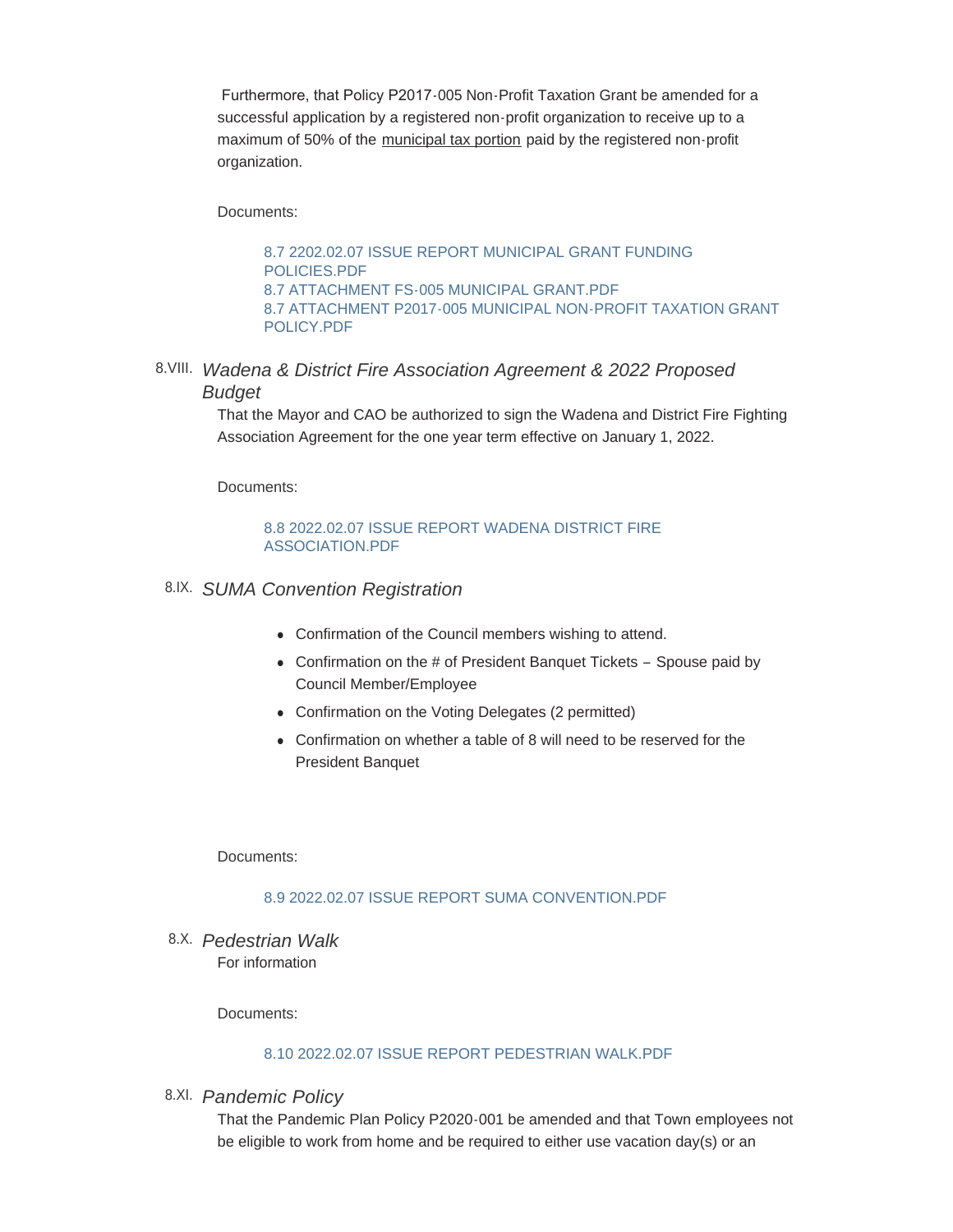Furthermore, that Policy P2017-005 Non-Profit Taxation Grant be amended for a successful application by a registered non-profit organization to receive up to a maximum of 50% of the municipal tax portion paid by the registered non-profit organization.

Documents:

8.7 2202.02.07 ISSUE REPORT MUNICIPAL GRANT FUNDING POLICIES.PDF
8.7 ATTACHMENT FS-005 MUNICIPAL GRANT.PDF
8.7 ATTACHMENT P2017-005 MUNICIPAL NON-PROFIT TAXATION GRANT POLICY.PDF

### 8.VIII. *Wadena & District Fire Association Agreement & 2022 Proposed Budget*

That the Mayor and CAO be authorized to sign the Wadena and District Fire Fighting Association Agreement for the one year term effective on January 1, 2022.

Documents:

8.8 2022.02.07 ISSUE REPORT WADENA DISTRICT FIRE ASSOCIATION.PDF

### 8.IX. *SUMA Convention Registration*

- Confirmation of the Council members wishing to attend.
- Confirmation on the # of President Banquet Tickets – Spouse paid by Council Member/Employee
- Confirmation on the Voting Delegates (2 permitted)
- Confirmation on whether a table of 8 will need to be reserved for the President Banquet

Documents:

8.9 2022.02.07 ISSUE REPORT SUMA CONVENTION.PDF

### 8.X. *Pedestrian Walk*

For information

Documents:

8.10 2022.02.07 ISSUE REPORT PEDESTRIAN WALK.PDF

### 8.XI. *Pandemic Policy*

That the Pandemic Plan Policy P2020-001 be amended and that Town employees not be eligible to work from home and be required to either use vacation day(s) or an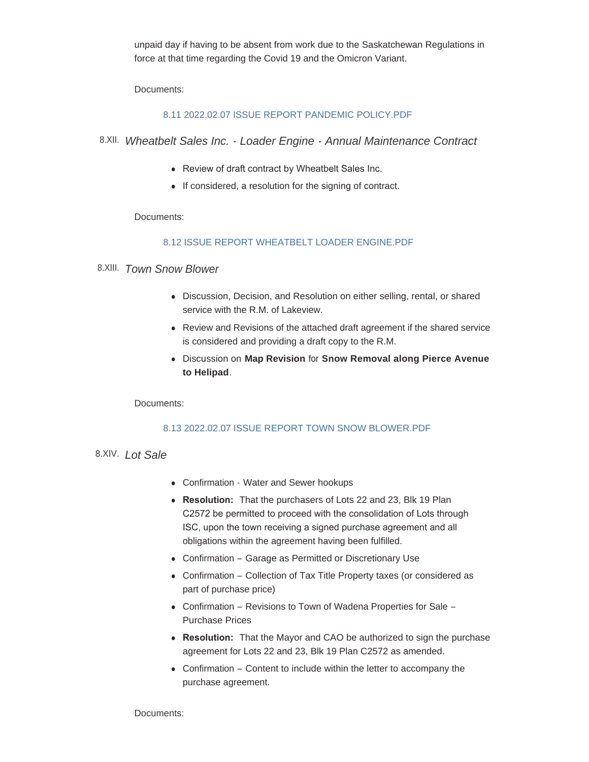unpaid day if having to be absent from work due to the Saskatchewan Regulations in force at that time regarding the Covid 19 and the Omicron Variant.

Documents:

8.11 2022.02.07 ISSUE REPORT PANDEMIC POLICY.PDF

8.XII. *Wheatbelt Sales Inc. - Loader Engine - Annual Maintenance Contract*

- Review of draft contract by Wheatbelt Sales Inc.
- If considered, a resolution for the signing of contract.

Documents:

8.12 ISSUE REPORT WHEATBELT LOADER ENGINE.PDF

8.XIII. *Town Snow Blower*

- Discussion, Decision, and Resolution on either selling, rental, or shared service with the R.M. of Lakeview.
- Review and Revisions of the attached draft agreement if the shared service is considered and providing a draft copy to the R.M.
- Discussion on **Map Revision** for **Snow Removal along Pierce Avenue to Helipad**.

Documents:

8.13 2022.02.07 ISSUE REPORT TOWN SNOW BLOWER.PDF

8.XIV. *Lot Sale*

- Confirmation - Water and Sewer hookups
- **Resolution:** That the purchasers of Lots 22 and 23, Blk 19 Plan C2572 be permitted to proceed with the consolidation of Lots through ISC, upon the town receiving a signed purchase agreement and all obligations within the agreement having been fulfilled.
- Confirmation – Garage as Permitted or Discretionary Use
- Confirmation – Collection of Tax Title Property taxes (or considered as part of purchase price)
- Confirmation – Revisions to Town of Wadena Properties for Sale – Purchase Prices
- **Resolution:** That the Mayor and CAO be authorized to sign the purchase agreement for Lots 22 and 23, Blk 19 Plan C2572 as amended.
- Confirmation – Content to include within the letter to accompany the purchase agreement.

Documents: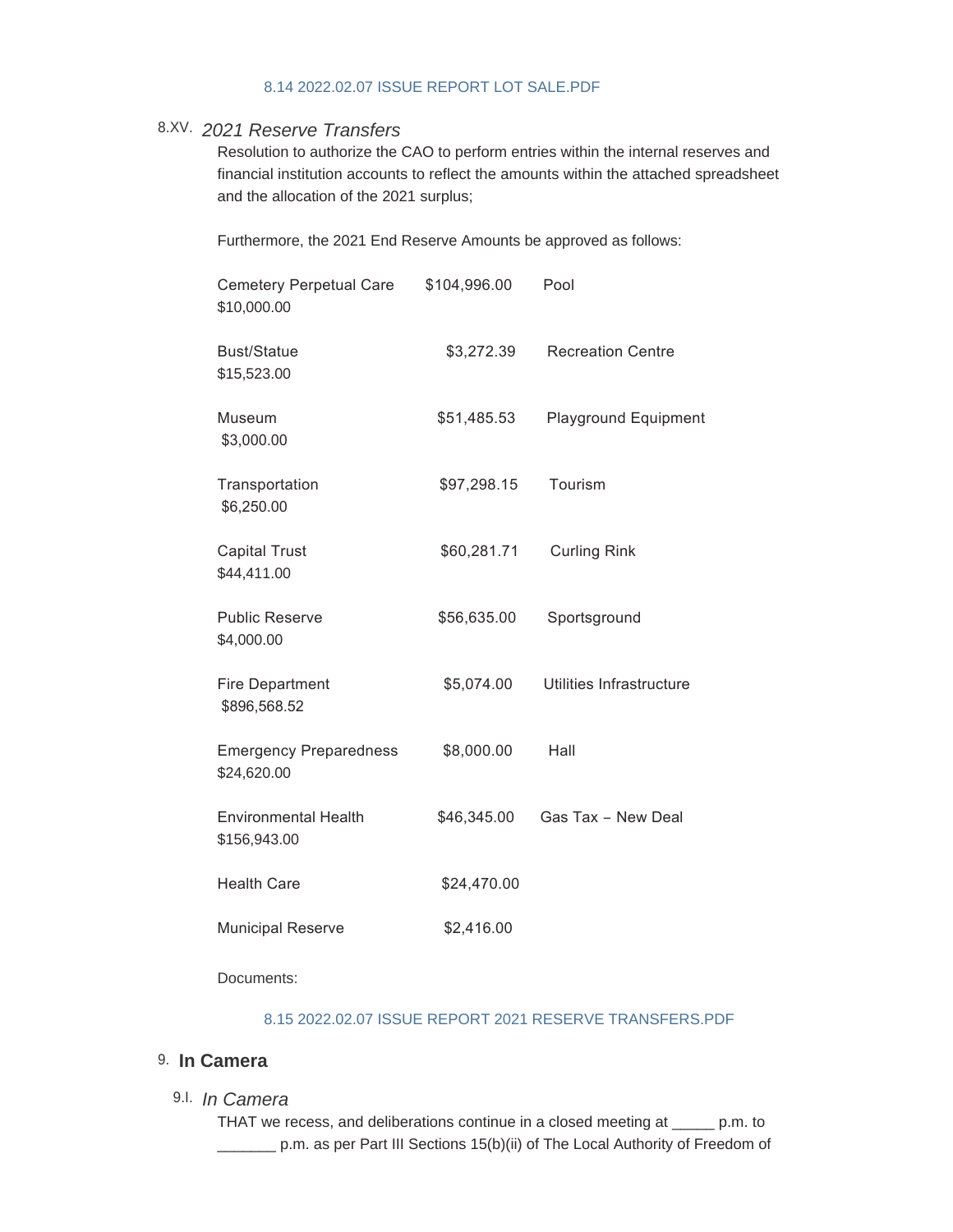8.14 2022.02.07 ISSUE REPORT LOT SALE.PDF

8.XV. *2021 Reserve Transfers*

Resolution to authorize the CAO to perform entries within the internal reserves and financial institution accounts to reflect the amounts within the attached spreadsheet and the allocation of the 2021 surplus;

Furthermore, the 2021 End Reserve Amounts be approved as follows:

| Reserve | Amount | Reserve | Amount |
|---|---|---|---|
| Cemetery Perpetual Care | $104,996.00 | Pool | $10,000.00 |
| Bust/Statue | $3,272.39 | Recreation Centre | $15,523.00 |
| Museum | $51,485.53 | Playground Equipment | $3,000.00 |
| Transportation | $97,298.15 | Tourism | $6,250.00 |
| Capital Trust | $60,281.71 | Curling Rink | $44,411.00 |
| Public Reserve | $56,635.00 | Sportsground | $4,000.00 |
| Fire Department | $5,074.00 | Utilities Infrastructure | $896,568.52 |
| Emergency Preparedness | $8,000.00 | Hall | $24,620.00 |
| Environmental Health | $46,345.00 | Gas Tax – New Deal | $156,943.00 |
| Health Care | $24,470.00 | | |
| Municipal Reserve | $2,416.00 | | |

Documents:

8.15 2022.02.07 ISSUE REPORT 2021 RESERVE TRANSFERS.PDF

## 9. In Camera

9.I. *In Camera*

THAT we recess, and deliberations continue in a closed meeting at _____ p.m. to _______ p.m. as per Part III Sections 15(b)(ii) of The Local Authority of Freedom of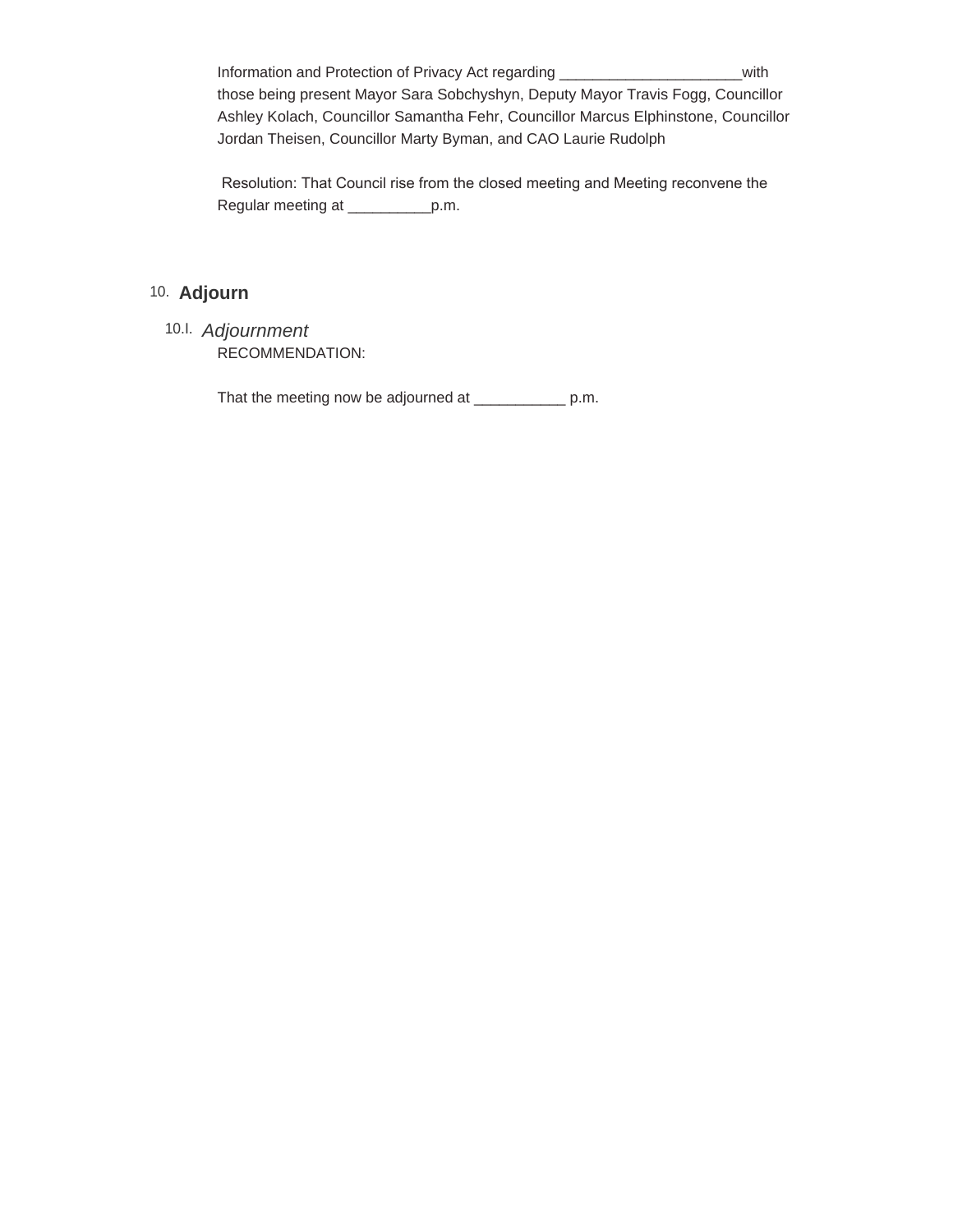Information and Protection of Privacy Act regarding ______________________with those being present Mayor Sara Sobchyshyn, Deputy Mayor Travis Fogg, Councillor Ashley Kolach, Councillor Samantha Fehr, Councillor Marcus Elphinstone, Councillor Jordan Theisen, Councillor Marty Byman, and CAO Laurie Rudolph

Resolution: That Council rise from the closed meeting and Meeting reconvene the Regular meeting at __________p.m.

## 10. Adjourn

### 10.I. *Adjournment*

RECOMMENDATION:

That the meeting now be adjourned at ___________ p.m.